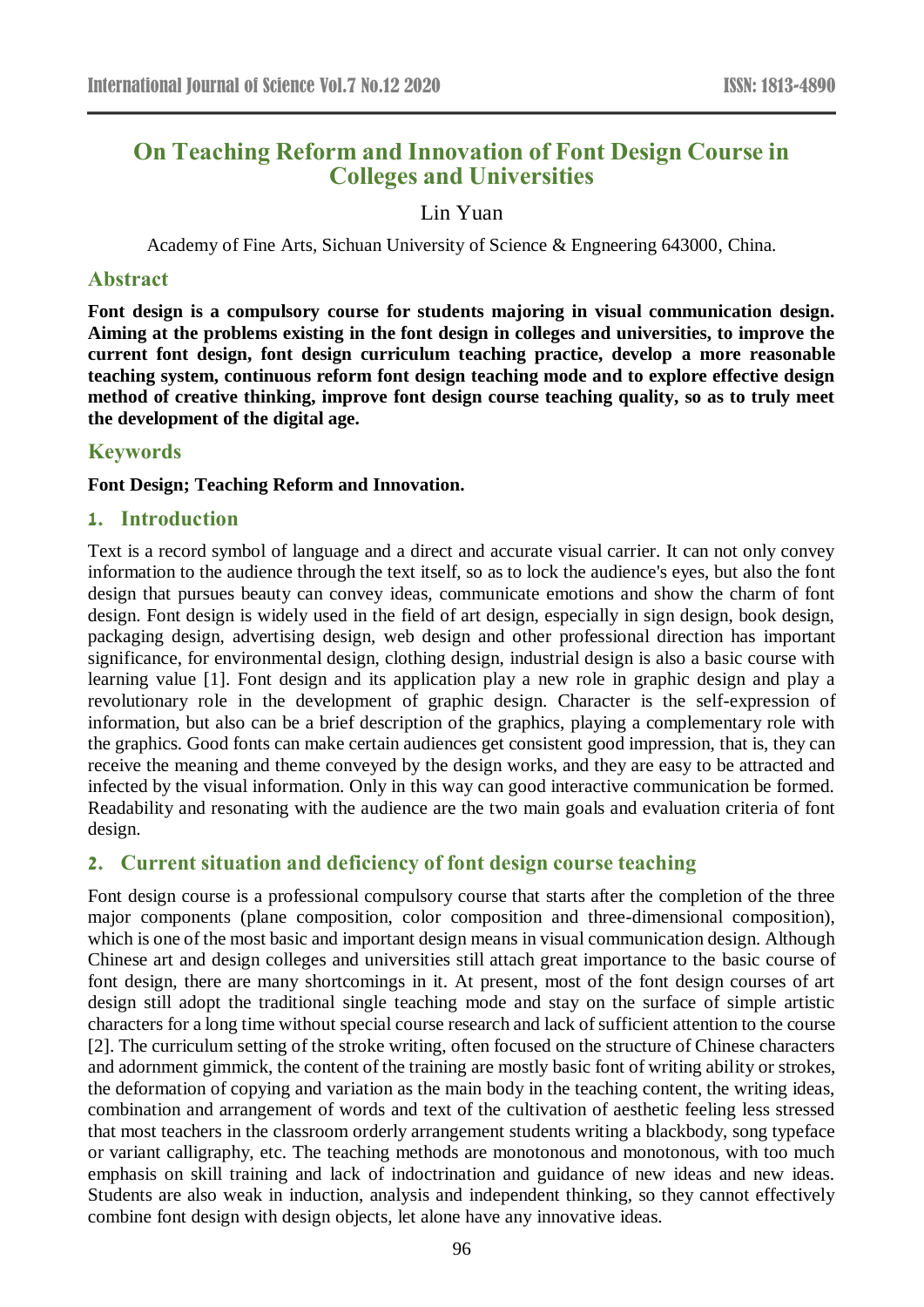# On Teaching Reform and Innovation of Font Design Course in Colleges and Universities

Lin Yuan

Academy of Fine Arts, Sichuan University of Science & Engneering 643000, China.

## Abstract

**Font design is a compulsory course for students majoring in visual communication design. Aiming at the problems existing in the font design in colleges and universities, to improve the current font design, font design curriculum teaching practice, develop a more reasonable teaching system, continuous reform font design teaching mode and to explore effective design method of creative thinking, improve font design course teaching quality, so as to truly meet the development of the digital age.**

## Keywords

**Font Design; Teaching Reform and Innovation.**

## 1. Introduction

Text is a record symbol of language and a direct and accurate visual carrier. It can not only convey information to the audience through the text itself, so as to lock the audience's eyes, but also the font design that pursues beauty can convey ideas, communicate emotions and show the charm of font design. Font design is widely used in the field of art design, especially in sign design, book design, packaging design, advertising design, web design and other professional direction has important significance, for environmental design, clothing design, industrial design is also a basic course with learning value [1]. Font design and its application play a new role in graphic design and play a revolutionary role in the development of graphic design. Character is the self-expression of information, but also can be a brief description of the graphics, playing a complementary role with the graphics. Good fonts can make certain audiences get consistent good impression, that is, they can receive the meaning and theme conveyed by the design works, and they are easy to be attracted and infected by the visual information. Only in this way can good interactive communication be formed. Readability and resonating with the audience are the two main goals and evaluation criteria of font design.

## 2. Current situation and deficiency of font design course teaching

Font design course is a professional compulsory course that starts after the completion of the three major components (plane composition, color composition and three-dimensional composition), which is one of the most basic and important design means in visual communication design. Although Chinese art and design colleges and universities still attach great importance to the basic course of font design, there are many shortcomings in it. At present, most of the font design courses of art design still adopt the traditional single teaching mode and stay on the surface of simple artistic characters for a long time without special course research and lack of sufficient attention to the course [2]. The curriculum setting of the stroke writing, often focused on the structure of Chinese characters and adornment gimmick, the content of the training are mostly basic font of writing ability or strokes, the deformation of copying and variation as the main body in the teaching content, the writing ideas, combination and arrangement of words and text of the cultivation of aesthetic feeling less stressed that most teachers in the classroom orderly arrangement students writing a blackbody, song typeface or variant calligraphy, etc. The teaching methods are monotonous and monotonous, with too much emphasis on skill training and lack of indoctrination and guidance of new ideas and new ideas. Students are also weak in induction, analysis and independent thinking, so they cannot effectively combine font design with design objects, let alone have any innovative ideas.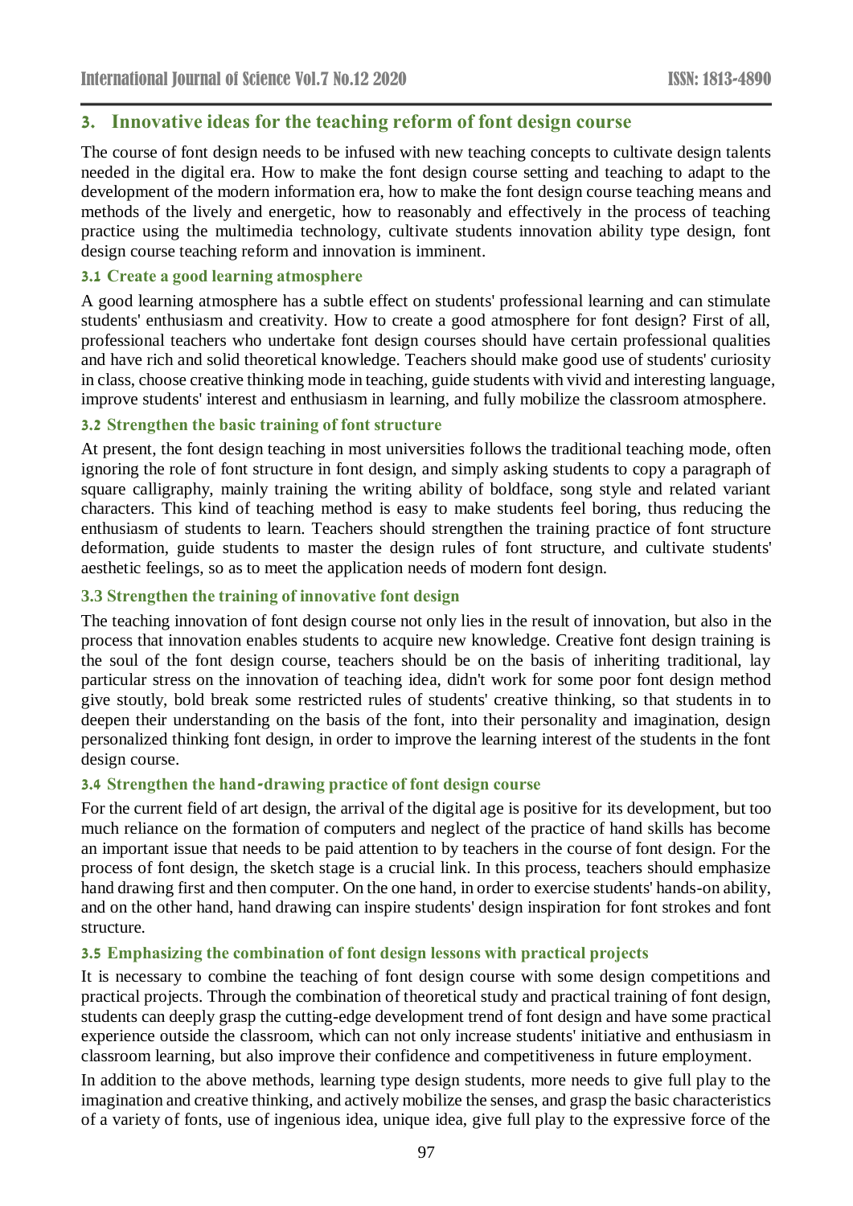## 3. Innovative ideas for the teaching reform of font design course

The course of font design needs to be infused with new teaching concepts to cultivate design talents needed in the digital era. How to make the font design course setting and teaching to adapt to the development of the modern information era, how to make the font design course teaching means and methods of the lively and energetic, how to reasonably and effectively in the process of teaching practice using the multimedia technology, cultivate students innovation ability type design, font design course teaching reform and innovation is imminent.

### 3.1 Create a good learning atmosphere

A good learning atmosphere has a subtle effect on students' professional learning and can stimulate students' enthusiasm and creativity. How to create a good atmosphere for font design? First of all, professional teachers who undertake font design courses should have certain professional qualities and have rich and solid theoretical knowledge. Teachers should make good use of students' curiosity in class, choose creative thinking mode in teaching, guide students with vivid and interesting language, improve students' interest and enthusiasm in learning, and fully mobilize the classroom atmosphere.

### 3.2 Strengthen the basic training of font structure

At present, the font design teaching in most universities follows the traditional teaching mode, often ignoring the role of font structure in font design, and simply asking students to copy a paragraph of square calligraphy, mainly training the writing ability of boldface, song style and related variant characters. This kind of teaching method is easy to make students feel boring, thus reducing the enthusiasm of students to learn. Teachers should strengthen the training practice of font structure deformation, guide students to master the design rules of font structure, and cultivate students' aesthetic feelings, so as to meet the application needs of modern font design.

### 3.3 Strengthen the training of innovative font design

The teaching innovation of font design course not only lies in the result of innovation, but also in the process that innovation enables students to acquire new knowledge. Creative font design training is the soul of the font design course, teachers should be on the basis of inheriting traditional, lay particular stress on the innovation of teaching idea, didn't work for some poor font design method give stoutly, bold break some restricted rules of students' creative thinking, so that students in to deepen their understanding on the basis of the font, into their personality and imagination, design personalized thinking font design, in order to improve the learning interest of the students in the font design course.

### 3.4 Strengthen the hand-drawing practice of font design course

For the current field of art design, the arrival of the digital age is positive for its development, but too much reliance on the formation of computers and neglect of the practice of hand skills has become an important issue that needs to be paid attention to by teachers in the course of font design. For the process of font design, the sketch stage is a crucial link. In this process, teachers should emphasize hand drawing first and then computer. On the one hand, in order to exercise students' hands-on ability, and on the other hand, hand drawing can inspire students' design inspiration for font strokes and font structure.

### 3.5 Emphasizing the combination of font design lessons with practical projects

It is necessary to combine the teaching of font design course with some design competitions and practical projects. Through the combination of theoretical study and practical training of font design, students can deeply grasp the cutting-edge development trend of font design and have some practical experience outside the classroom, which can not only increase students' initiative and enthusiasm in classroom learning, but also improve their confidence and competitiveness in future employment.

In addition to the above methods, learning type design students, more needs to give full play to the imagination and creative thinking, and actively mobilize the senses, and grasp the basic characteristics of a variety of fonts, use of ingenious idea, unique idea, give full play to the expressive force of the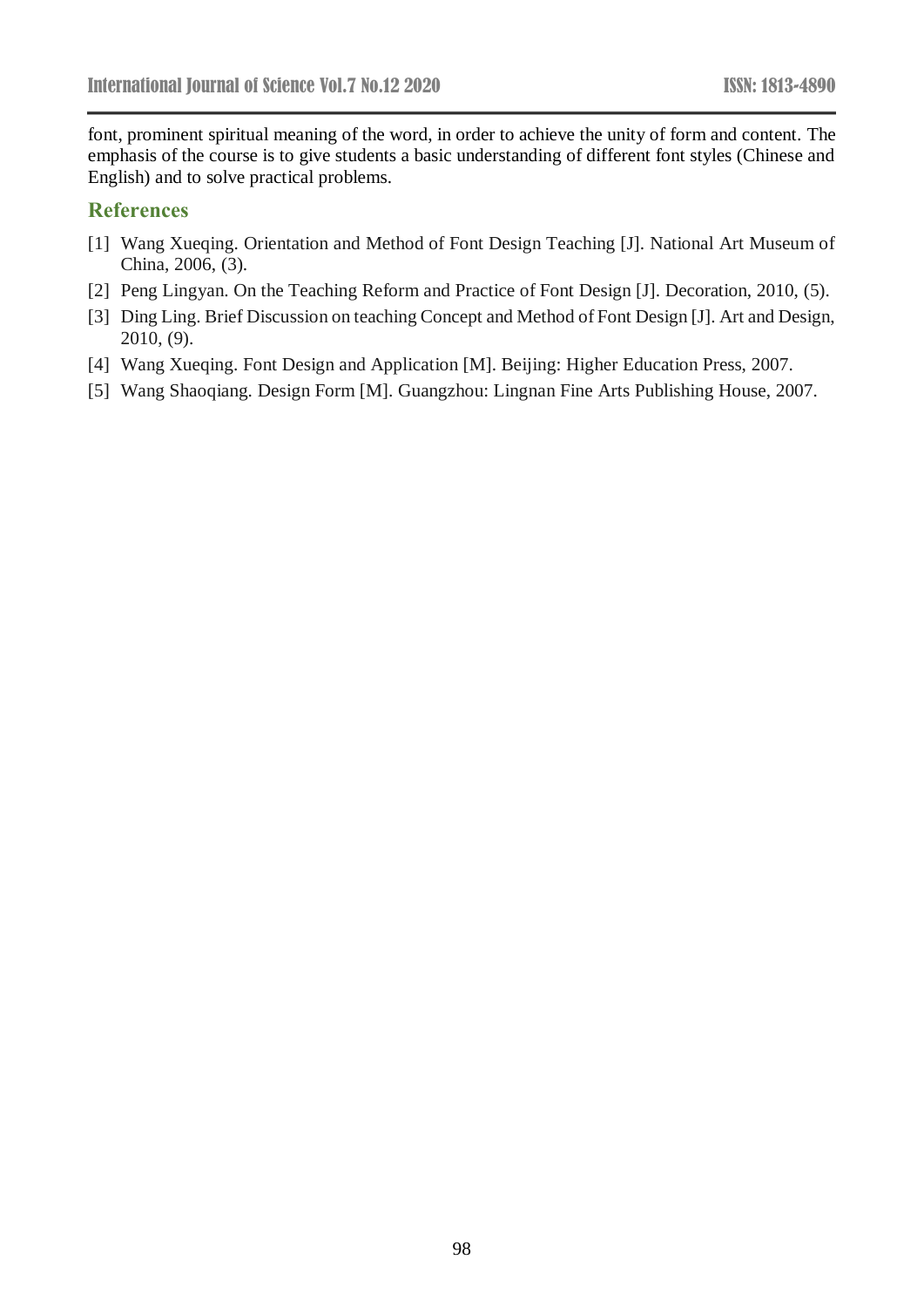font, prominent spiritual meaning of the word, in order to achieve the unity of form and content. The emphasis of the course is to give students a basic understanding of different font styles (Chinese and English) and to solve practical problems.

## References

[1] Wang Xueqing. Orientation and Method of Font Design Teaching [J]. National Art Museum of China, 2006, (3).

[2] Peng Lingyan. On the Teaching Reform and Practice of Font Design [J]. Decoration, 2010, (5).

[3] Ding Ling. Brief Discussion on teaching Concept and Method of Font Design [J]. Art and Design, 2010, (9).

[4] Wang Xueqing. Font Design and Application [M]. Beijing: Higher Education Press, 2007.

[5] Wang Shaoqiang. Design Form [M]. Guangzhou: Lingnan Fine Arts Publishing House, 2007.